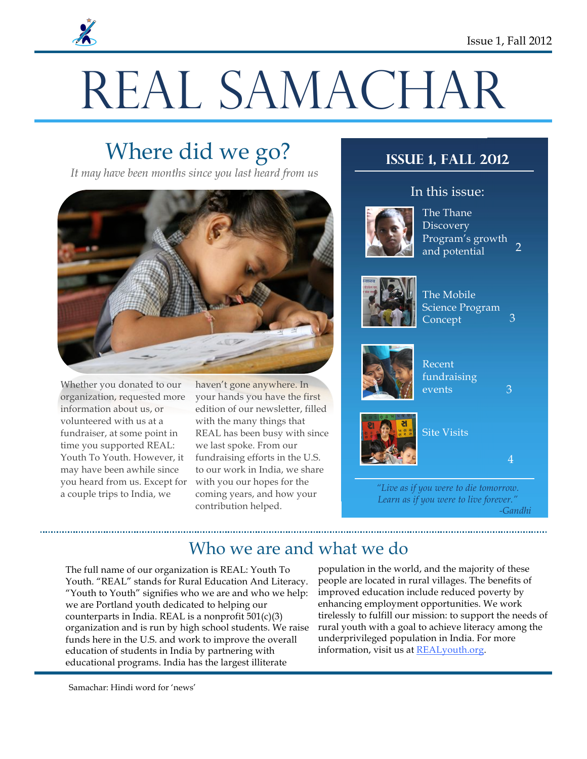Issue 1, Fall 2012

# REAL SAMACHAR

## Where did we go?

*It may have been months since you last heard from us*

Whether you donated to our organization, requested more information about us, or volunteered with us at a fundraiser, at some point in time you supported REAL: Youth To Youth. However, it may have been awhile since you heard from us. Except for a couple trips to India, we haven't gone anywhere. In your hands you have the first edition of our newsletter, filled with the many things that REAL has been busy with since we last spoke. From our fundraising efforts in the U.S. to our work in India, we share with you our hopes for the coming years, and how your contribution helped.

### Issue 1, Fall 2012

**In this issue:**

| Article | Page |
|---|---|
| The Thane Discovery Program's growth and potential | 2 |
| The Mobile Science Program Concept | 3 |
| Recent fundraising events | 3 |
| Site Visits | 4 |

*"Live as if you were to die tomorrow. Learn as if you were to live forever."*
*-Gandhi*

## Who we are and what we do

The full name of our organization is REAL: Youth To Youth. "REAL" stands for Rural Education And Literacy. "Youth to Youth" signifies who we are and who we help: we are Portland youth dedicated to helping our counterparts in India. REAL is a nonprofit 501(c)(3) organization and is run by high school students. We raise funds here in the U.S. and work to improve the overall education of students in India by partnering with educational programs. India has the largest illiterate population in the world, and the majority of these people are located in rural villages. The benefits of improved education include reduced poverty by enhancing employment opportunities. We work tirelessly to fulfill our mission: to support the needs of rural youth with a goal to achieve literacy among the underprivileged population in India. For more information, visit us at [REALyouth.org](REALyouth.org).

Samachar: Hindi word for 'news'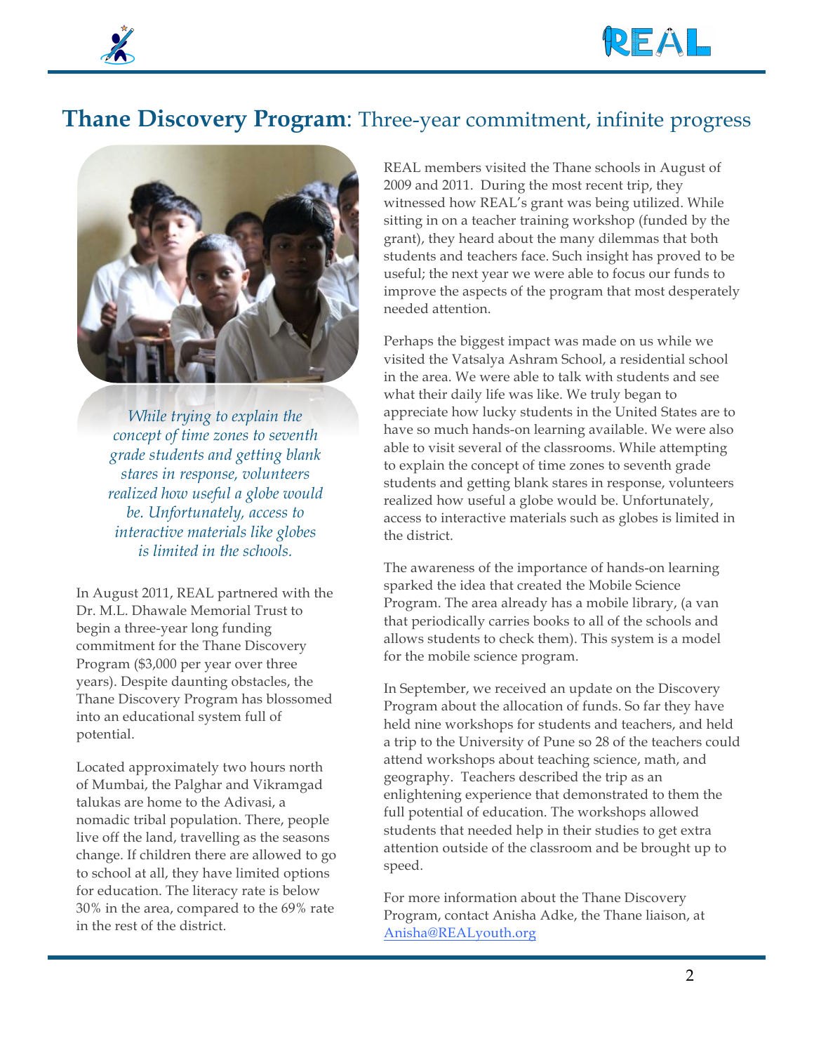# **Thane Discovery Program**: Three-year commitment, infinite progress

*While trying to explain the concept of time zones to seventh grade students and getting blank stares in response, volunteers realized how useful a globe would be. Unfortunately, access to interactive materials like globes is limited in the schools.*

In August 2011, REAL partnered with the Dr. M.L. Dhawale Memorial Trust to begin a three-year long funding commitment for the Thane Discovery Program ($3,000 per year over three years). Despite daunting obstacles, the Thane Discovery Program has blossomed into an educational system full of potential.

Located approximately two hours north of Mumbai, the Palghar and Vikramgad talukas are home to the Adivasi, a nomadic tribal population. There, people live off the land, travelling as the seasons change. If children there are allowed to go to school at all, they have limited options for education. The literacy rate is below 30% in the area, compared to the 69% rate in the rest of the district.

REAL members visited the Thane schools in August of 2009 and 2011. During the most recent trip, they witnessed how REAL's grant was being utilized. While sitting in on a teacher training workshop (funded by the grant), they heard about the many dilemmas that both students and teachers face. Such insight has proved to be useful; the next year we were able to focus our funds to improve the aspects of the program that most desperately needed attention.

Perhaps the biggest impact was made on us while we visited the Vatsalya Ashram School, a residential school in the area. We were able to talk with students and see what their daily life was like. We truly began to appreciate how lucky students in the United States are to have so much hands-on learning available. We were also able to visit several of the classrooms. While attempting to explain the concept of time zones to seventh grade students and getting blank stares in response, volunteers realized how useful a globe would be. Unfortunately, access to interactive materials such as globes is limited in the district.

The awareness of the importance of hands-on learning sparked the idea that created the Mobile Science Program. The area already has a mobile library, (a van that periodically carries books to all of the schools and allows students to check them). This system is a model for the mobile science program.

In September, we received an update on the Discovery Program about the allocation of funds. So far they have held nine workshops for students and teachers, and held a trip to the University of Pune so 28 of the teachers could attend workshops about teaching science, math, and geography. Teachers described the trip as an enlightening experience that demonstrated to them the full potential of education. The workshops allowed students that needed help in their studies to get extra attention outside of the classroom and be brought up to speed.

For more information about the Thane Discovery Program, contact Anisha Adke, the Thane liaison, at [Anisha@REALyouth.org](mailto:Anisha@REALyouth.org)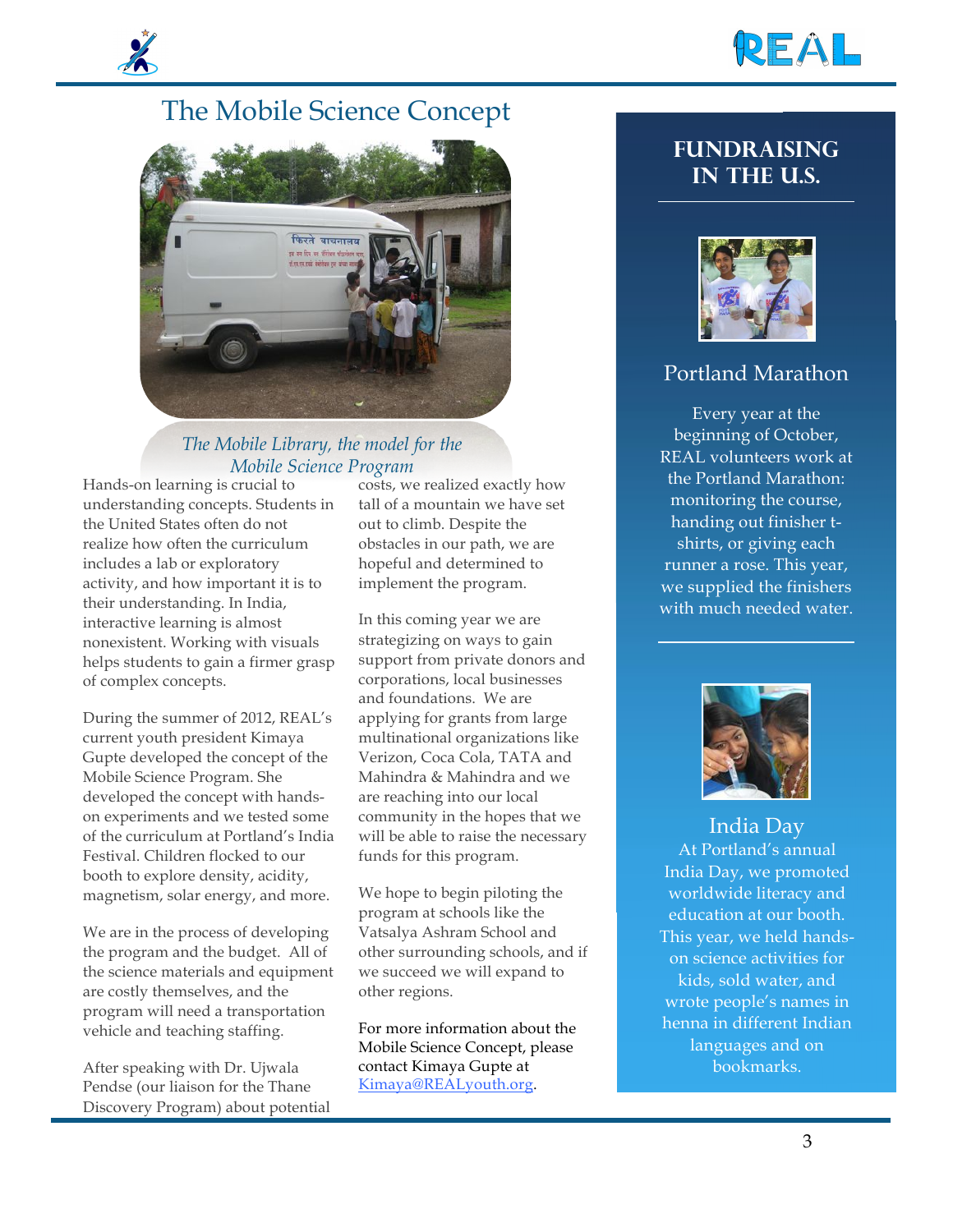# The Mobile Science Concept

*The Mobile Library, the model for the Mobile Science Program*

Hands-on learning is crucial to understanding concepts. Students in the United States often do not realize how often the curriculum includes a lab or exploratory activity, and how important it is to their understanding. In India, interactive learning is almost nonexistent. Working with visuals helps students to gain a firmer grasp of complex concepts.

During the summer of 2012, REAL's current youth president Kimaya Gupte developed the concept of the Mobile Science Program. She developed the concept with hands-on experiments and we tested some of the curriculum at Portland's India Festival. Children flocked to our booth to explore density, acidity, magnetism, solar energy, and more.

We are in the process of developing the program and the budget. All of the science materials and equipment are costly themselves, and the program will need a transportation vehicle and teaching staffing.

After speaking with Dr. Ujwala Pendse (our liaison for the Thane Discovery Program) about potential costs, we realized exactly how tall of a mountain we have set out to climb. Despite the obstacles in our path, we are hopeful and determined to implement the program.

In this coming year we are strategizing on ways to gain support from private donors and corporations, local businesses and foundations. We are applying for grants from large multinational organizations like Verizon, Coca Cola, TATA and Mahindra & Mahindra and we are reaching into our local community in the hopes that we will be able to raise the necessary funds for this program.

We hope to begin piloting the program at schools like the Vatsalya Ashram School and other surrounding schools, and if we succeed we will expand to other regions.

For more information about the Mobile Science Concept, please contact Kimaya Gupte at Kimaya@REALyouth.org.

## Fundraising in the U.S.

### Portland Marathon

Every year at the beginning of October, REAL volunteers work at the Portland Marathon: monitoring the course, handing out finisher t-shirts, or giving each runner a rose. This year, we supplied the finishers with much needed water.

### India Day

At Portland's annual India Day, we promoted worldwide literacy and education at our booth. This year, we held hands-on science activities for kids, sold water, and wrote people's names in henna in different Indian languages and on bookmarks.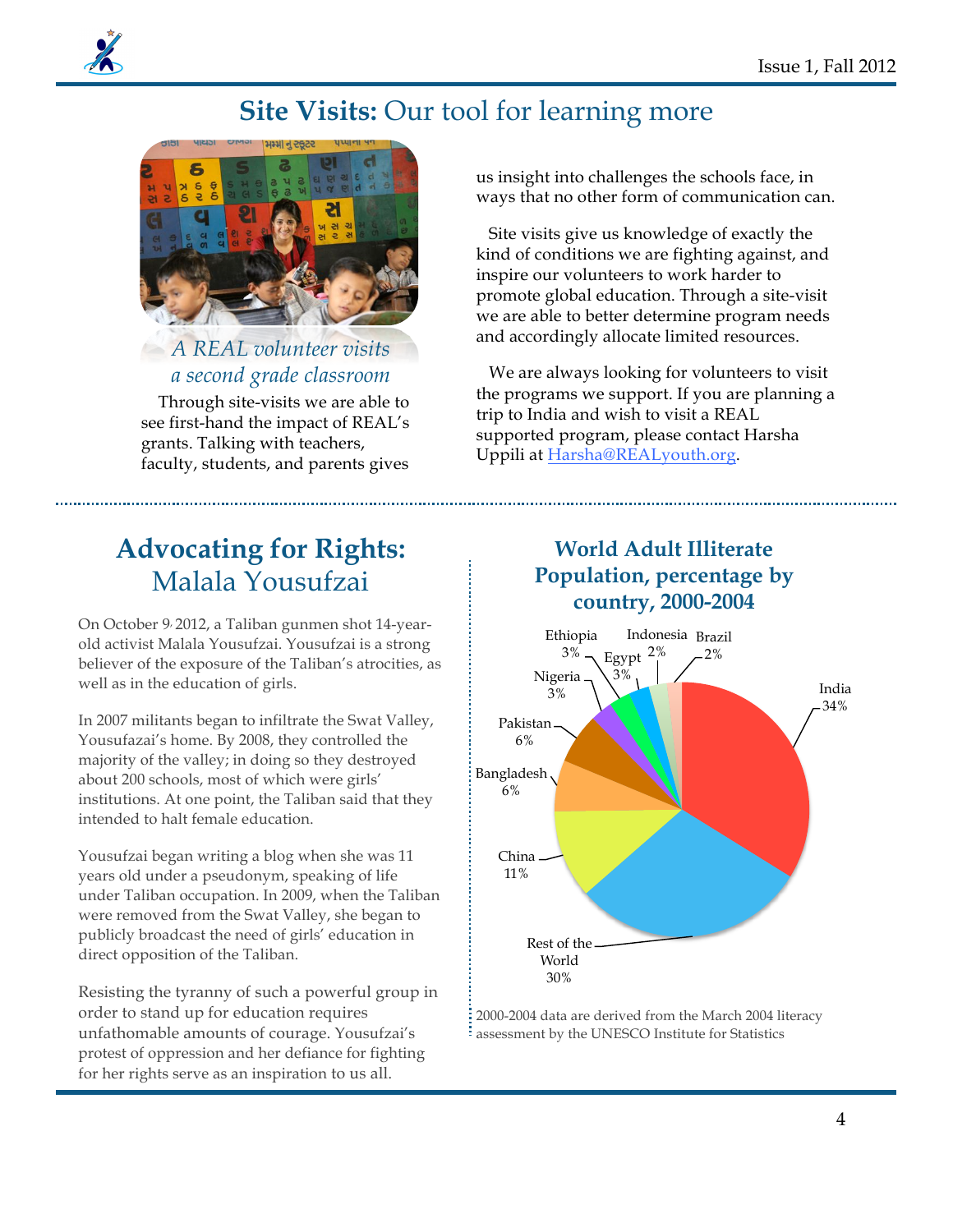## **Site Visits:** Our tool for learning more

*A REAL volunteer visits a second grade classroom*

Through site-visits we are able to see first-hand the impact of REAL's grants. Talking with teachers, faculty, students, and parents gives us insight into challenges the schools face, in ways that no other form of communication can.

Site visits give us knowledge of exactly the kind of conditions we are fighting against, and inspire our volunteers to work harder to promote global education. Through a site-visit we are able to better determine program needs and accordingly allocate limited resources.

We are always looking for volunteers to visit the programs we support. If you are planning a trip to India and wish to visit a REAL supported program, please contact Harsha Uppili at Harsha@REALyouth.org.

## **Advocating for Rights:** Malala Yousufzai

On October 9, 2012, a Taliban gunmen shot 14-year-old activist Malala Yousufzai. Yousufzai is a strong believer of the exposure of the Taliban's atrocities, as well as in the education of girls.

In 2007 militants began to infiltrate the Swat Valley, Yousufazai's home. By 2008, they controlled the majority of the valley; in doing so they destroyed about 200 schools, most of which were girls' institutions. At one point, the Taliban said that they intended to halt female education.

Yousufzai began writing a blog when she was 11 years old under a pseudonym, speaking of life under Taliban occupation. In 2009, when the Taliban were removed from the Swat Valley, she began to publicly broadcast the need of girls' education in direct opposition of the Taliban.

Resisting the tyranny of such a powerful group in order to stand up for education requires unfathomable amounts of courage. Yousufzai's protest of oppression and her defiance for fighting for her rights serve as an inspiration to us all.

### World Adult Illiterate Population, percentage by country, 2000-2004

India 34%
Rest of the World 30%
China 11%
Bangladesh 6%
Pakistan 6%
Nigeria 3%
Ethiopia 3%
Egypt 3%
Indonesia 2%
Brazil 2%

2000-2004 data are derived from the March 2004 literacy assessment by the UNESCO Institute for Statistics